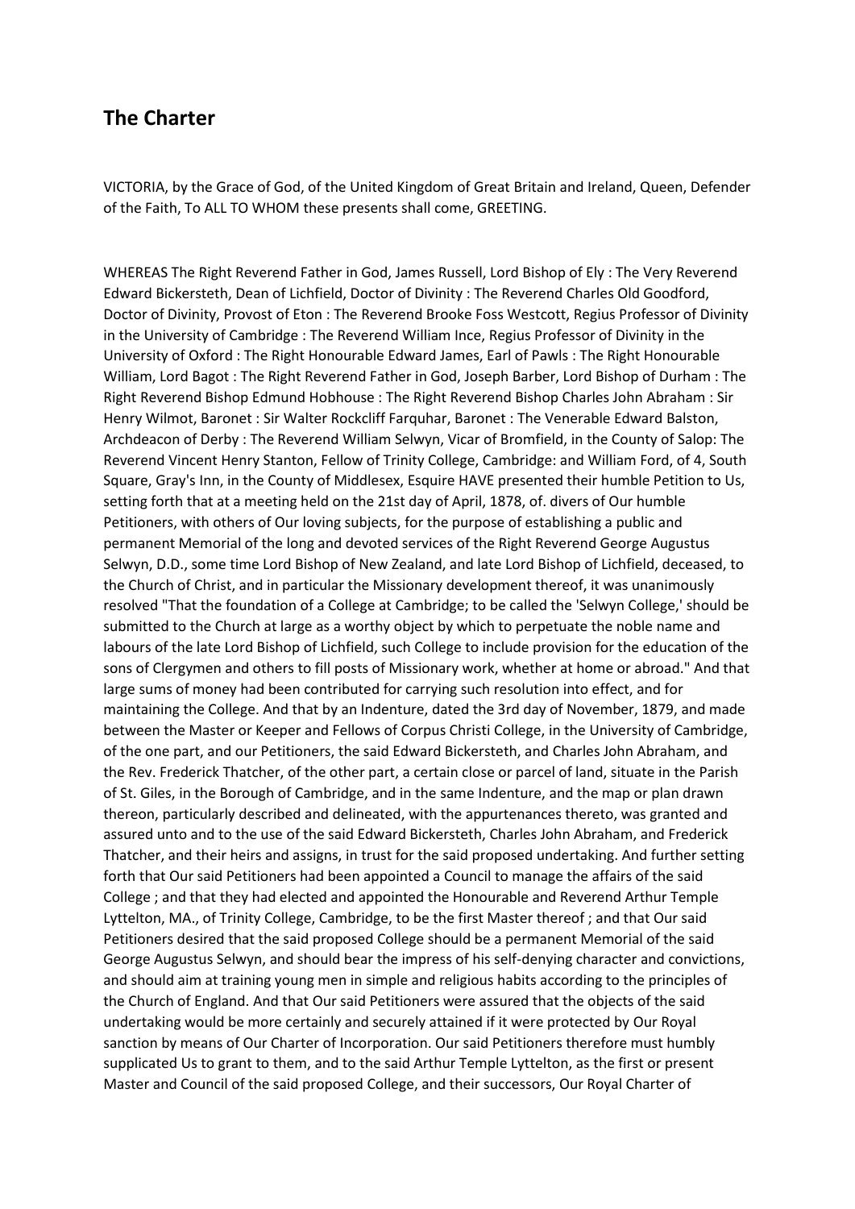## The Charter

VICTORIA, by the Grace of God, of the United Kingdom of Great Britain and Ireland, Queen, Defender of the Faith, To ALL TO WHOM these presents shall come, GREETING.

WHEREAS The Right Reverend Father in God, James Russell, Lord Bishop of Ely : The Very Reverend Edward Bickersteth, Dean of Lichfield, Doctor of Divinity : The Reverend Charles Old Goodford, Doctor of Divinity, Provost of Eton : The Reverend Brooke Foss Westcott, Regius Professor of Divinity in the University of Cambridge : The Reverend William Ince, Regius Professor of Divinity in the University of Oxford : The Right Honourable Edward James, Earl of Pawls : The Right Honourable William, Lord Bagot : The Right Reverend Father in God, Joseph Barber, Lord Bishop of Durham : The Right Reverend Bishop Edmund Hobhouse : The Right Reverend Bishop Charles John Abraham : Sir Henry Wilmot, Baronet : Sir Walter Rockcliff Farquhar, Baronet : The Venerable Edward Balston, Archdeacon of Derby : The Reverend William Selwyn, Vicar of Bromfield, in the County of Salop: The Reverend Vincent Henry Stanton, Fellow of Trinity College, Cambridge: and William Ford, of 4, South Square, Gray's Inn, in the County of Middlesex, Esquire HAVE presented their humble Petition to Us, setting forth that at a meeting held on the 21st day of April, 1878, of. divers of Our humble Petitioners, with others of Our loving subjects, for the purpose of establishing a public and permanent Memorial of the long and devoted services of the Right Reverend George Augustus Selwyn, D.D., some time Lord Bishop of New Zealand, and late Lord Bishop of Lichfield, deceased, to the Church of Christ, and in particular the Missionary development thereof, it was unanimously resolved "That the foundation of a College at Cambridge; to be called the 'Selwyn College,' should be submitted to the Church at large as a worthy object by which to perpetuate the noble name and labours of the late Lord Bishop of Lichfield, such College to include provision for the education of the sons of Clergymen and others to fill posts of Missionary work, whether at home or abroad." And that large sums of money had been contributed for carrying such resolution into effect, and for maintaining the College. And that by an Indenture, dated the 3rd day of November, 1879, and made between the Master or Keeper and Fellows of Corpus Christi College, in the University of Cambridge, of the one part, and our Petitioners, the said Edward Bickersteth, and Charles John Abraham, and the Rev. Frederick Thatcher, of the other part, a certain close or parcel of land, situate in the Parish of St. Giles, in the Borough of Cambridge, and in the same Indenture, and the map or plan drawn thereon, particularly described and delineated, with the appurtenances thereto, was granted and assured unto and to the use of the said Edward Bickersteth, Charles John Abraham, and Frederick Thatcher, and their heirs and assigns, in trust for the said proposed undertaking. And further setting forth that Our said Petitioners had been appointed a Council to manage the affairs of the said College ; and that they had elected and appointed the Honourable and Reverend Arthur Temple Lyttelton, MA., of Trinity College, Cambridge, to be the first Master thereof ; and that Our said Petitioners desired that the said proposed College should be a permanent Memorial of the said George Augustus Selwyn, and should bear the impress of his self-denying character and convictions, and should aim at training young men in simple and religious habits according to the principles of the Church of England. And that Our said Petitioners were assured that the objects of the said undertaking would be more certainly and securely attained if it were protected by Our Royal sanction by means of Our Charter of Incorporation. Our said Petitioners therefore must humbly supplicated Us to grant to them, and to the said Arthur Temple Lyttelton, as the first or present Master and Council of the said proposed College, and their successors, Our Royal Charter of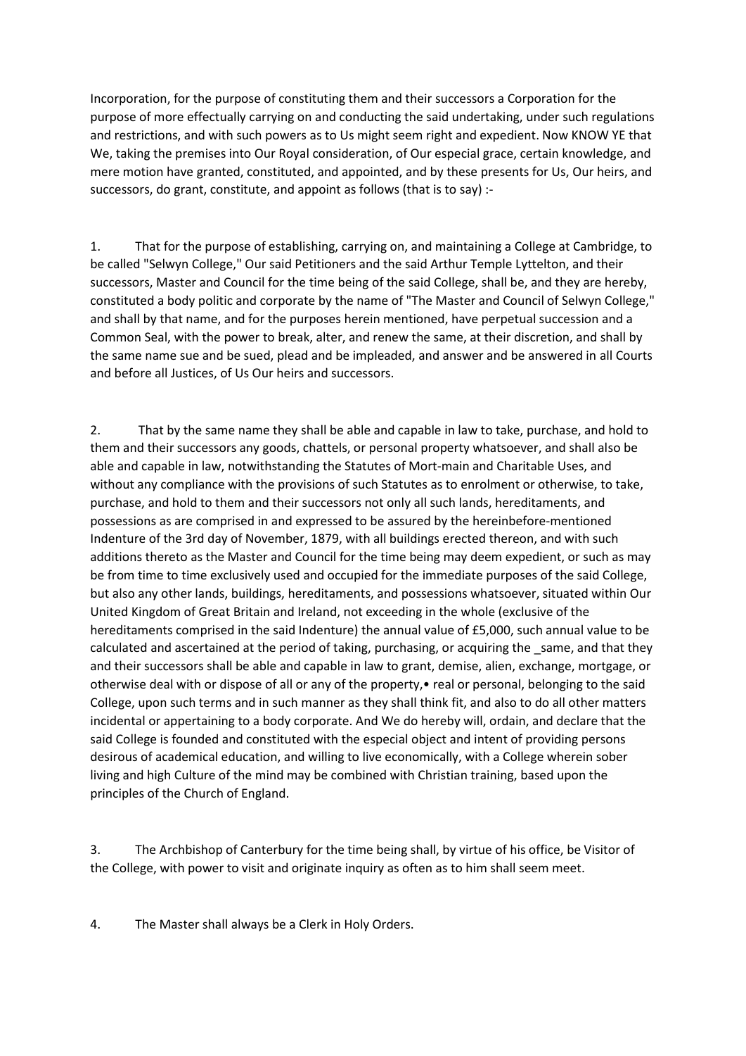Incorporation, for the purpose of constituting them and their successors a Corporation for the purpose of more effectually carrying on and conducting the said undertaking, under such regulations and restrictions, and with such powers as to Us might seem right and expedient. Now KNOW YE that We, taking the premises into Our Royal consideration, of Our especial grace, certain knowledge, and mere motion have granted, constituted, and appointed, and by these presents for Us, Our heirs, and successors, do grant, constitute, and appoint as follows (that is to say) :-

1. That for the purpose of establishing, carrying on, and maintaining a College at Cambridge, to be called "Selwyn College," Our said Petitioners and the said Arthur Temple Lyttelton, and their successors, Master and Council for the time being of the said College, shall be, and they are hereby, constituted a body politic and corporate by the name of "The Master and Council of Selwyn College," and shall by that name, and for the purposes herein mentioned, have perpetual succession and a Common Seal, with the power to break, alter, and renew the same, at their discretion, and shall by the same name sue and be sued, plead and be impleaded, and answer and be answered in all Courts and before all Justices, of Us Our heirs and successors.

2. That by the same name they shall be able and capable in law to take, purchase, and hold to them and their successors any goods, chattels, or personal property whatsoever, and shall also be able and capable in law, notwithstanding the Statutes of Mort-main and Charitable Uses, and without any compliance with the provisions of such Statutes as to enrolment or otherwise, to take, purchase, and hold to them and their successors not only all such lands, hereditaments, and possessions as are comprised in and expressed to be assured by the hereinbefore-mentioned Indenture of the 3rd day of November, 1879, with all buildings erected thereon, and with such additions thereto as the Master and Council for the time being may deem expedient, or such as may be from time to time exclusively used and occupied for the immediate purposes of the said College, but also any other lands, buildings, hereditaments, and possessions whatsoever, situated within Our United Kingdom of Great Britain and Ireland, not exceeding in the whole (exclusive of the hereditaments comprised in the said Indenture) the annual value of £5,000, such annual value to be calculated and ascertained at the period of taking, purchasing, or acquiring the _same, and that they and their successors shall be able and capable in law to grant, demise, alien, exchange, mortgage, or otherwise deal with or dispose of all or any of the property,• real or personal, belonging to the said College, upon such terms and in such manner as they shall think fit, and also to do all other matters incidental or appertaining to a body corporate. And We do hereby will, ordain, and declare that the said College is founded and constituted with the especial object and intent of providing persons desirous of academical education, and willing to live economically, with a College wherein sober living and high Culture of the mind may be combined with Christian training, based upon the principles of the Church of England.

3. The Archbishop of Canterbury for the time being shall, by virtue of his office, be Visitor of the College, with power to visit and originate inquiry as often as to him shall seem meet.

4. The Master shall always be a Clerk in Holy Orders.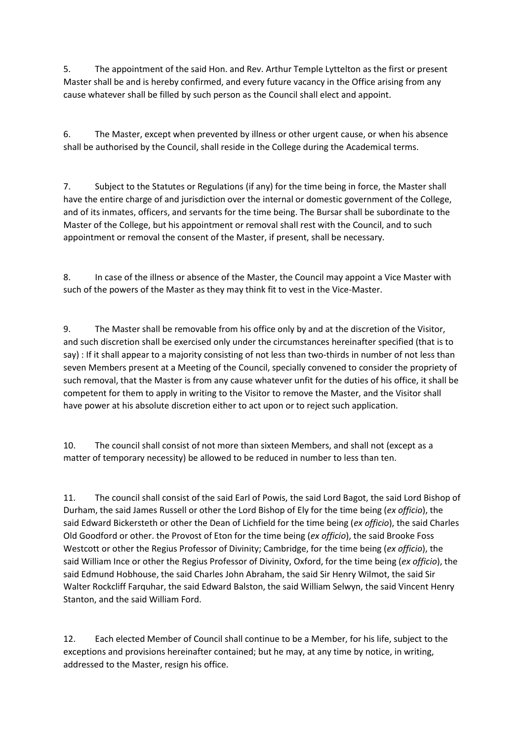5. The appointment of the said Hon. and Rev. Arthur Temple Lyttelton as the first or present Master shall be and is hereby confirmed, and every future vacancy in the Office arising from any cause whatever shall be filled by such person as the Council shall elect and appoint.

6. The Master, except when prevented by illness or other urgent cause, or when his absence shall be authorised by the Council, shall reside in the College during the Academical terms.

7. Subject to the Statutes or Regulations (if any) for the time being in force, the Master shall have the entire charge of and jurisdiction over the internal or domestic government of the College, and of its inmates, officers, and servants for the time being. The Bursar shall be subordinate to the Master of the College, but his appointment or removal shall rest with the Council, and to such appointment or removal the consent of the Master, if present, shall be necessary.

8. In case of the illness or absence of the Master, the Council may appoint a Vice Master with such of the powers of the Master as they may think fit to vest in the Vice-Master.

9. The Master shall be removable from his office only by and at the discretion of the Visitor, and such discretion shall be exercised only under the circumstances hereinafter specified (that is to say) : If it shall appear to a majority consisting of not less than two-thirds in number of not less than seven Members present at a Meeting of the Council, specially convened to consider the propriety of such removal, that the Master is from any cause whatever unfit for the duties of his office, it shall be competent for them to apply in writing to the Visitor to remove the Master, and the Visitor shall have power at his absolute discretion either to act upon or to reject such application.

10. The council shall consist of not more than sixteen Members, and shall not (except as a matter of temporary necessity) be allowed to be reduced in number to less than ten.

11. The council shall consist of the said Earl of Powis, the said Lord Bagot, the said Lord Bishop of Durham, the said James Russell or other the Lord Bishop of Ely for the time being (*ex officio*), the said Edward Bickersteth or other the Dean of Lichfield for the time being (*ex officio*), the said Charles Old Goodford or other. the Provost of Eton for the time being (*ex officio*), the said Brooke Foss Westcott or other the Regius Professor of Divinity; Cambridge, for the time being (*ex officio*), the said William Ince or other the Regius Professor of Divinity, Oxford, for the time being (*ex officio*), the said Edmund Hobhouse, the said Charles John Abraham, the said Sir Henry Wilmot, the said Sir Walter Rockcliff Farquhar, the said Edward Balston, the said William Selwyn, the said Vincent Henry Stanton, and the said William Ford.

12. Each elected Member of Council shall continue to be a Member, for his life, subject to the exceptions and provisions hereinafter contained; but he may, at any time by notice, in writing, addressed to the Master, resign his office.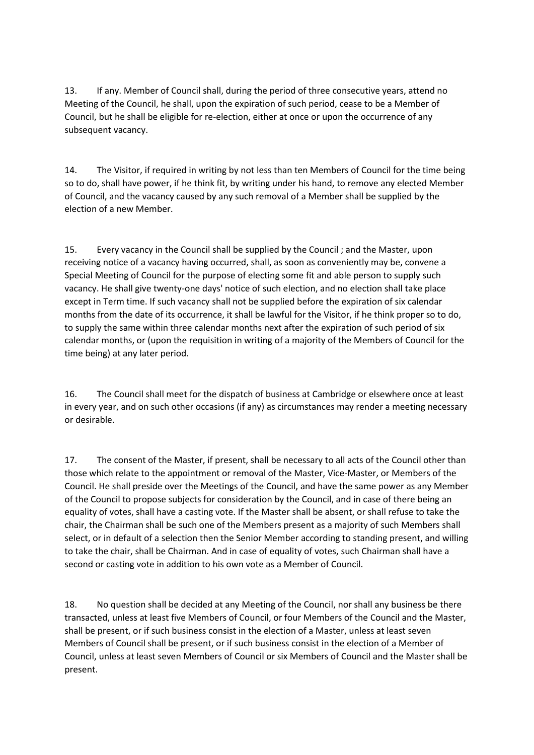13. If any. Member of Council shall, during the period of three consecutive years, attend no Meeting of the Council, he shall, upon the expiration of such period, cease to be a Member of Council, but he shall be eligible for re-election, either at once or upon the occurrence of any subsequent vacancy.

14. The Visitor, if required in writing by not less than ten Members of Council for the time being so to do, shall have power, if he think fit, by writing under his hand, to remove any elected Member of Council, and the vacancy caused by any such removal of a Member shall be supplied by the election of a new Member.

15. Every vacancy in the Council shall be supplied by the Council ; and the Master, upon receiving notice of a vacancy having occurred, shall, as soon as conveniently may be, convene a Special Meeting of Council for the purpose of electing some fit and able person to supply such vacancy. He shall give twenty-one days' notice of such election, and no election shall take place except in Term time. If such vacancy shall not be supplied before the expiration of six calendar months from the date of its occurrence, it shall be lawful for the Visitor, if he think proper so to do, to supply the same within three calendar months next after the expiration of such period of six calendar months, or (upon the requisition in writing of a majority of the Members of Council for the time being) at any later period.

16. The Council shall meet for the dispatch of business at Cambridge or elsewhere once at least in every year, and on such other occasions (if any) as circumstances may render a meeting necessary or desirable.

17. The consent of the Master, if present, shall be necessary to all acts of the Council other than those which relate to the appointment or removal of the Master, Vice-Master, or Members of the Council. He shall preside over the Meetings of the Council, and have the same power as any Member of the Council to propose subjects for consideration by the Council, and in case of there being an equality of votes, shall have a casting vote. If the Master shall be absent, or shall refuse to take the chair, the Chairman shall be such one of the Members present as a majority of such Members shall select, or in default of a selection then the Senior Member according to standing present, and willing to take the chair, shall be Chairman. And in case of equality of votes, such Chairman shall have a second or casting vote in addition to his own vote as a Member of Council.

18. No question shall be decided at any Meeting of the Council, nor shall any business be there transacted, unless at least five Members of Council, or four Members of the Council and the Master, shall be present, or if such business consist in the election of a Master, unless at least seven Members of Council shall be present, or if such business consist in the election of a Member of Council, unless at least seven Members of Council or six Members of Council and the Master shall be present.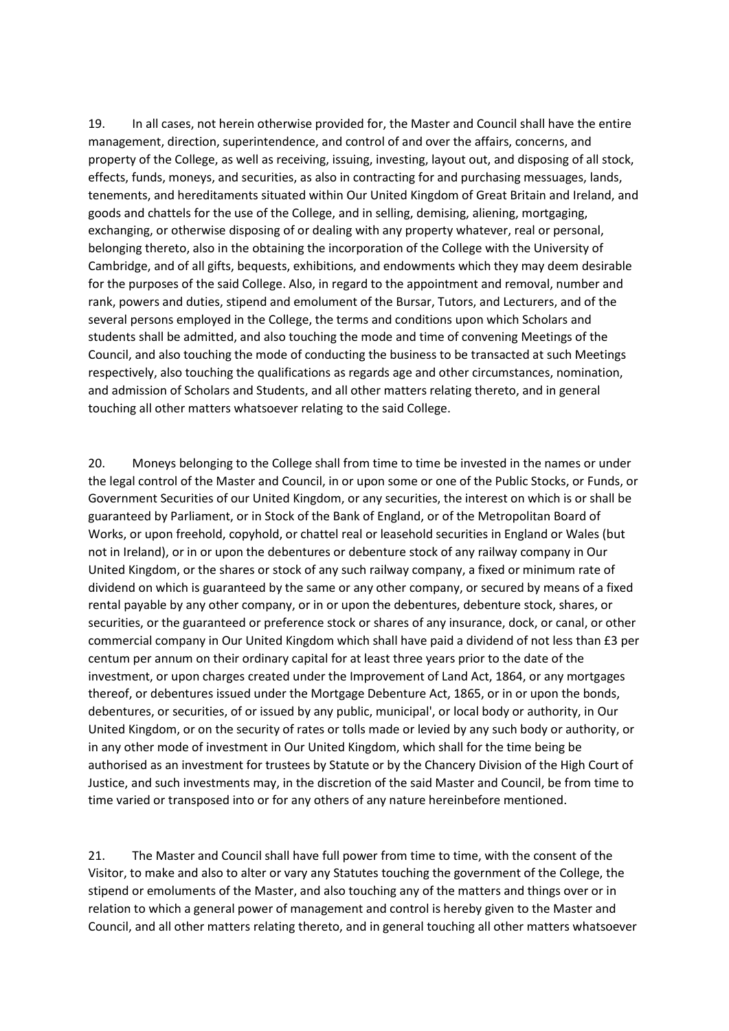19. In all cases, not herein otherwise provided for, the Master and Council shall have the entire management, direction, superintendence, and control of and over the affairs, concerns, and property of the College, as well as receiving, issuing, investing, layout out, and disposing of all stock, effects, funds, moneys, and securities, as also in contracting for and purchasing messuages, lands, tenements, and hereditaments situated within Our United Kingdom of Great Britain and Ireland, and goods and chattels for the use of the College, and in selling, demising, aliening, mortgaging, exchanging, or otherwise disposing of or dealing with any property whatever, real or personal, belonging thereto, also in the obtaining the incorporation of the College with the University of Cambridge, and of all gifts, bequests, exhibitions, and endowments which they may deem desirable for the purposes of the said College. Also, in regard to the appointment and removal, number and rank, powers and duties, stipend and emolument of the Bursar, Tutors, and Lecturers, and of the several persons employed in the College, the terms and conditions upon which Scholars and students shall be admitted, and also touching the mode and time of convening Meetings of the Council, and also touching the mode of conducting the business to be transacted at such Meetings respectively, also touching the qualifications as regards age and other circumstances, nomination, and admission of Scholars and Students, and all other matters relating thereto, and in general touching all other matters whatsoever relating to the said College.

20. Moneys belonging to the College shall from time to time be invested in the names or under the legal control of the Master and Council, in or upon some or one of the Public Stocks, or Funds, or Government Securities of our United Kingdom, or any securities, the interest on which is or shall be guaranteed by Parliament, or in Stock of the Bank of England, or of the Metropolitan Board of Works, or upon freehold, copyhold, or chattel real or leasehold securities in England or Wales (but not in Ireland), or in or upon the debentures or debenture stock of any railway company in Our United Kingdom, or the shares or stock of any such railway company, a fixed or minimum rate of dividend on which is guaranteed by the same or any other company, or secured by means of a fixed rental payable by any other company, or in or upon the debentures, debenture stock, shares, or securities, or the guaranteed or preference stock or shares of any insurance, dock, or canal, or other commercial company in Our United Kingdom which shall have paid a dividend of not less than £3 per centum per annum on their ordinary capital for at least three years prior to the date of the investment, or upon charges created under the Improvement of Land Act, 1864, or any mortgages thereof, or debentures issued under the Mortgage Debenture Act, 1865, or in or upon the bonds, debentures, or securities, of or issued by any public, municipal', or local body or authority, in Our United Kingdom, or on the security of rates or tolls made or levied by any such body or authority, or in any other mode of investment in Our United Kingdom, which shall for the time being be authorised as an investment for trustees by Statute or by the Chancery Division of the High Court of Justice, and such investments may, in the discretion of the said Master and Council, be from time to time varied or transposed into or for any others of any nature hereinbefore mentioned.

21. The Master and Council shall have full power from time to time, with the consent of the Visitor, to make and also to alter or vary any Statutes touching the government of the College, the stipend or emoluments of the Master, and also touching any of the matters and things over or in relation to which a general power of management and control is hereby given to the Master and Council, and all other matters relating thereto, and in general touching all other matters whatsoever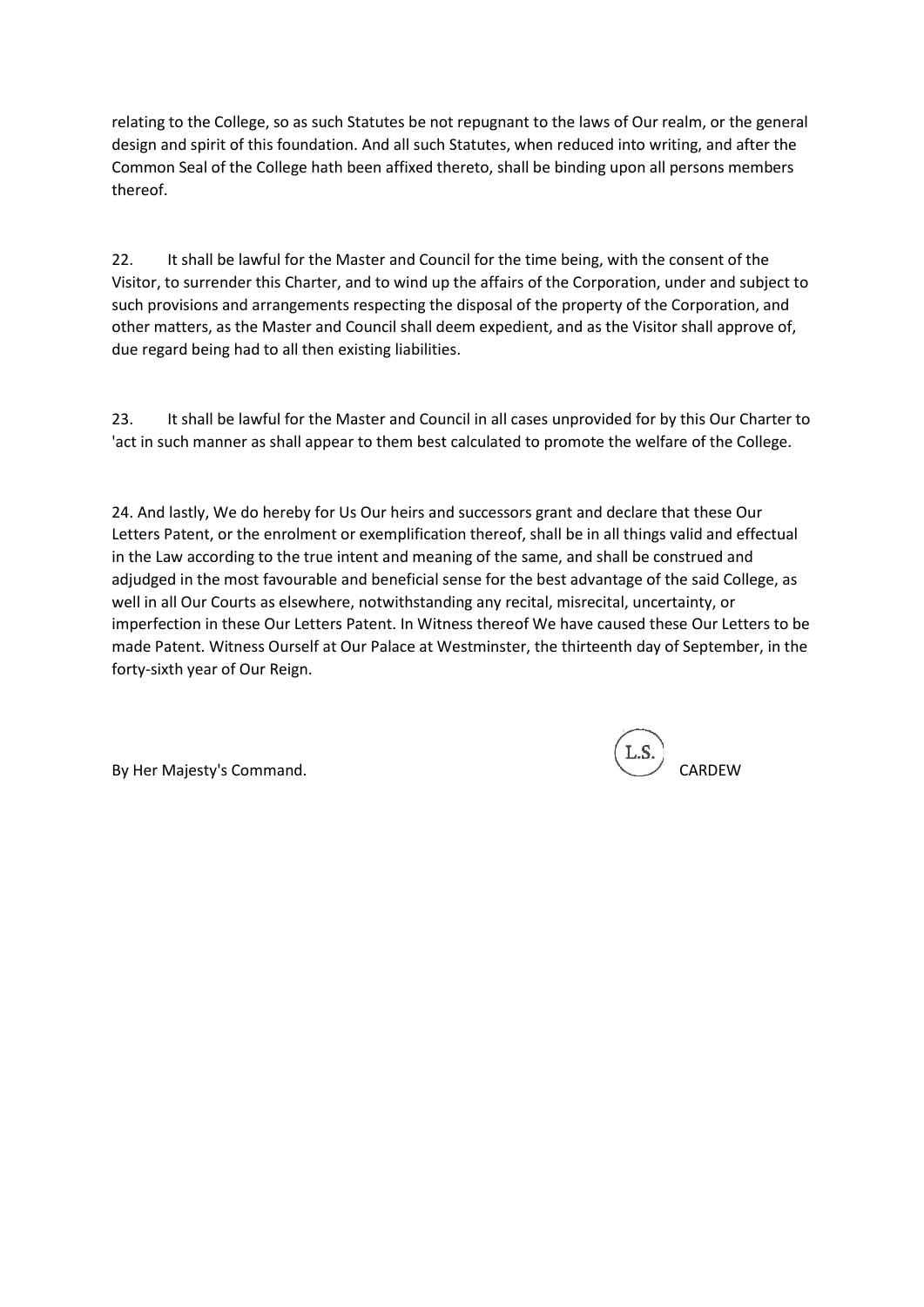relating to the College, so as such Statutes be not repugnant to the laws of Our realm, or the general design and spirit of this foundation. And all such Statutes, when reduced into writing, and after the Common Seal of the College hath been affixed thereto, shall be binding upon all persons members thereof.

22. It shall be lawful for the Master and Council for the time being, with the consent of the Visitor, to surrender this Charter, and to wind up the affairs of the Corporation, under and subject to such provisions and arrangements respecting the disposal of the property of the Corporation, and other matters, as the Master and Council shall deem expedient, and as the Visitor shall approve of, due regard being had to all then existing liabilities.

23. It shall be lawful for the Master and Council in all cases unprovided for by this Our Charter to 'act in such manner as shall appear to them best calculated to promote the welfare of the College.

24. And lastly, We do hereby for Us Our heirs and successors grant and declare that these Our Letters Patent, or the enrolment or exemplification thereof, shall be in all things valid and effectual in the Law according to the true intent and meaning of the same, and shall be construed and adjudged in the most favourable and beneficial sense for the best advantage of the said College, as well in all Our Courts as elsewhere, notwithstanding any recital, misrecital, uncertainty, or imperfection in these Our Letters Patent. In Witness thereof We have caused these Our Letters to be made Patent. Witness Ourself at Our Palace at Westminster, the thirteenth day of September, in the forty-sixth year of Our Reign.

By Her Majesty's Command. (L.S.) CARDEW